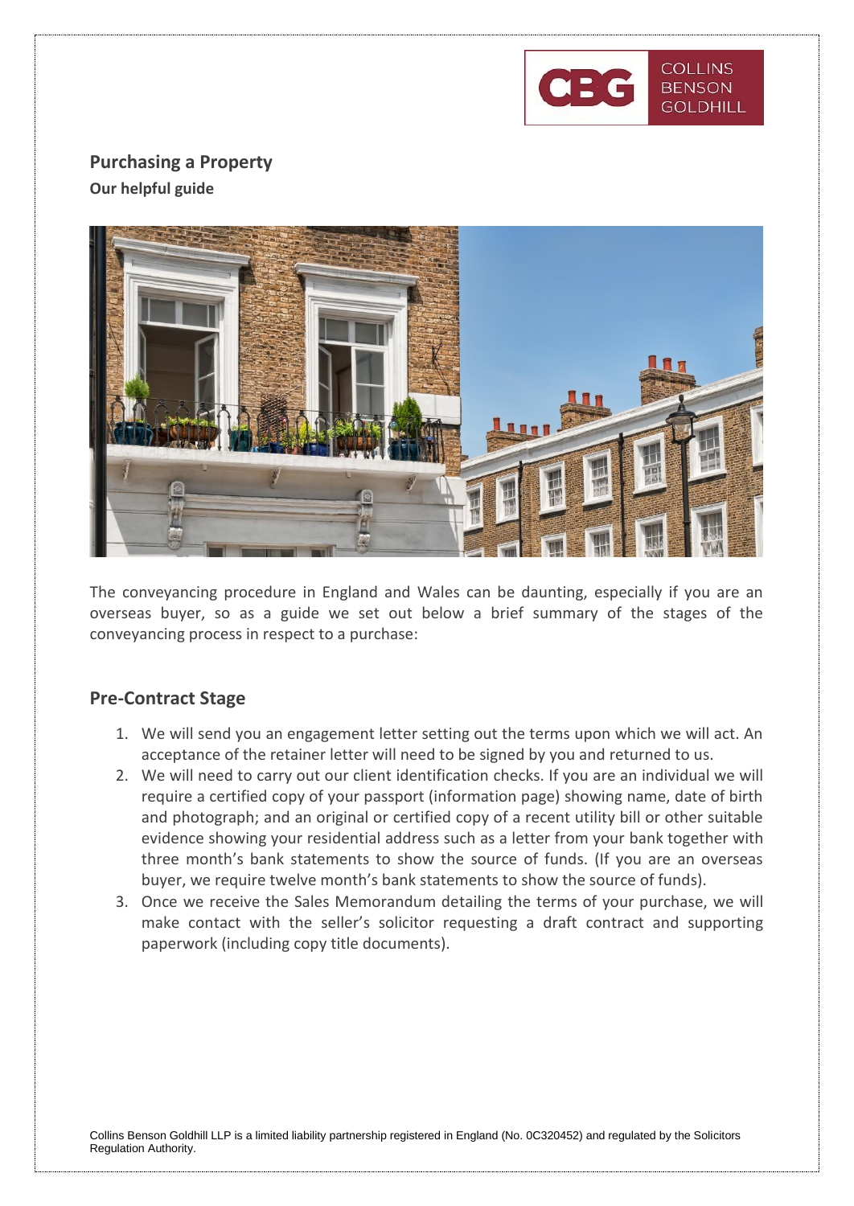# Purchasing a Property

**Our helpful guide**

The conveyancing procedure in England and Wales can be daunting, especially if you are an overseas buyer, so as a guide we set out below a brief summary of the stages of the conveyancing process in respect to a purchase:

## Pre-Contract Stage

1. We will send you an engagement letter setting out the terms upon which we will act. An acceptance of the retainer letter will need to be signed by you and returned to us.
2. We will need to carry out our client identification checks. If you are an individual we will require a certified copy of your passport (information page) showing name, date of birth and photograph; and an original or certified copy of a recent utility bill or other suitable evidence showing your residential address such as a letter from your bank together with three month's bank statements to show the source of funds. (If you are an overseas buyer, we require twelve month's bank statements to show the source of funds).
3. Once we receive the Sales Memorandum detailing the terms of your purchase, we will make contact with the seller's solicitor requesting a draft contract and supporting paperwork (including copy title documents).

Collins Benson Goldhill LLP is a limited liability partnership registered in England (No. 0C320452) and regulated by the Solicitors Regulation Authority.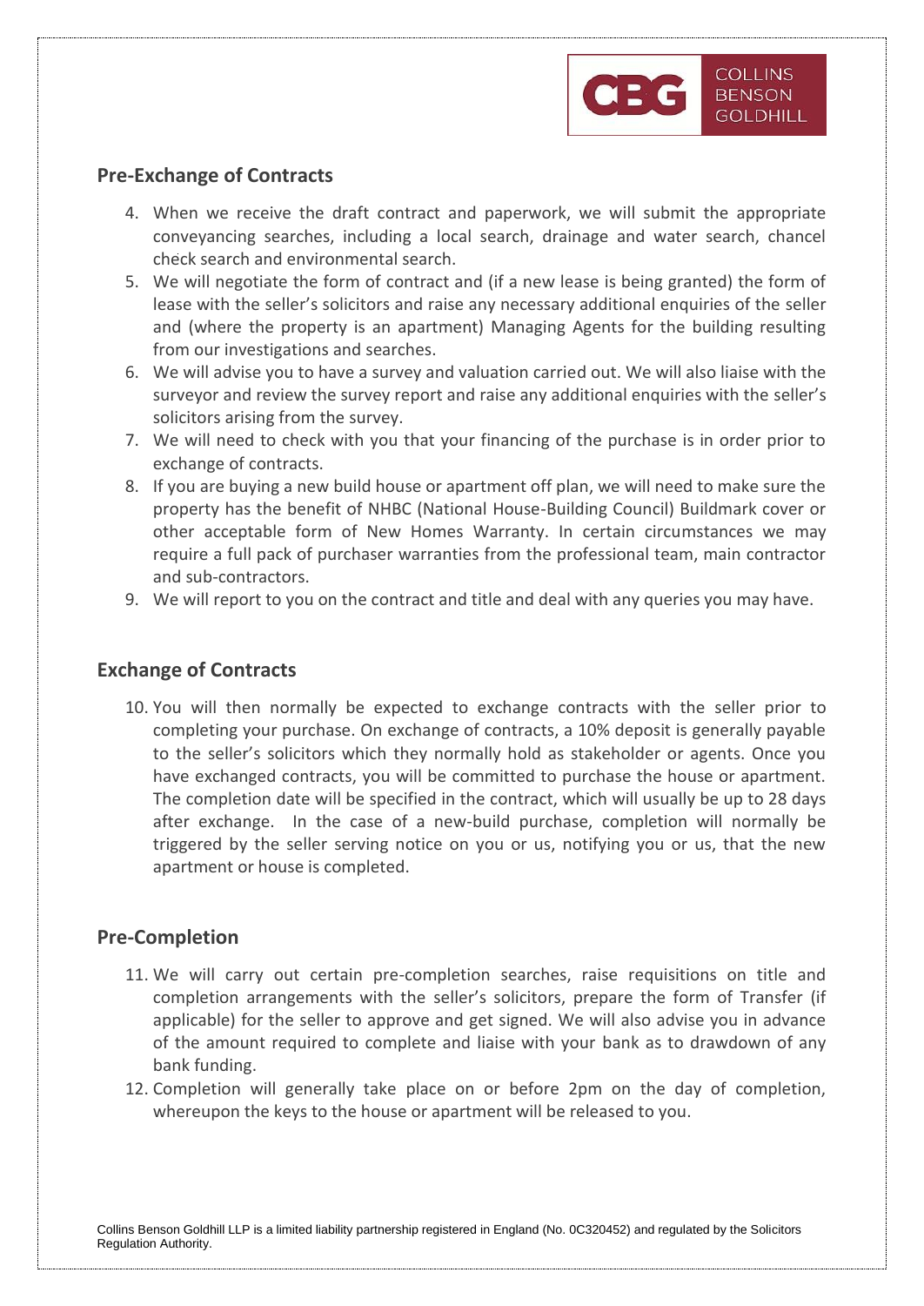## Pre-Exchange of Contracts

4. When we receive the draft contract and paperwork, we will submit the appropriate conveyancing searches, including a local search, drainage and water search, chancel check search and environmental search.
5. We will negotiate the form of contract and (if a new lease is being granted) the form of lease with the seller's solicitors and raise any necessary additional enquiries of the seller and (where the property is an apartment) Managing Agents for the building resulting from our investigations and searches.
6. We will advise you to have a survey and valuation carried out. We will also liaise with the surveyor and review the survey report and raise any additional enquiries with the seller's solicitors arising from the survey.
7. We will need to check with you that your financing of the purchase is in order prior to exchange of contracts.
8. If you are buying a new build house or apartment off plan, we will need to make sure the property has the benefit of NHBC (National House-Building Council) Buildmark cover or other acceptable form of New Homes Warranty. In certain circumstances we may require a full pack of purchaser warranties from the professional team, main contractor and sub-contractors.
9. We will report to you on the contract and title and deal with any queries you may have.

## Exchange of Contracts

10. You will then normally be expected to exchange contracts with the seller prior to completing your purchase. On exchange of contracts, a 10% deposit is generally payable to the seller's solicitors which they normally hold as stakeholder or agents. Once you have exchanged contracts, you will be committed to purchase the house or apartment. The completion date will be specified in the contract, which will usually be up to 28 days after exchange. In the case of a new-build purchase, completion will normally be triggered by the seller serving notice on you or us, notifying you or us, that the new apartment or house is completed.

## Pre-Completion

11. We will carry out certain pre-completion searches, raise requisitions on title and completion arrangements with the seller's solicitors, prepare the form of Transfer (if applicable) for the seller to approve and get signed. We will also advise you in advance of the amount required to complete and liaise with your bank as to drawdown of any bank funding.
12. Completion will generally take place on or before 2pm on the day of completion, whereupon the keys to the house or apartment will be released to you.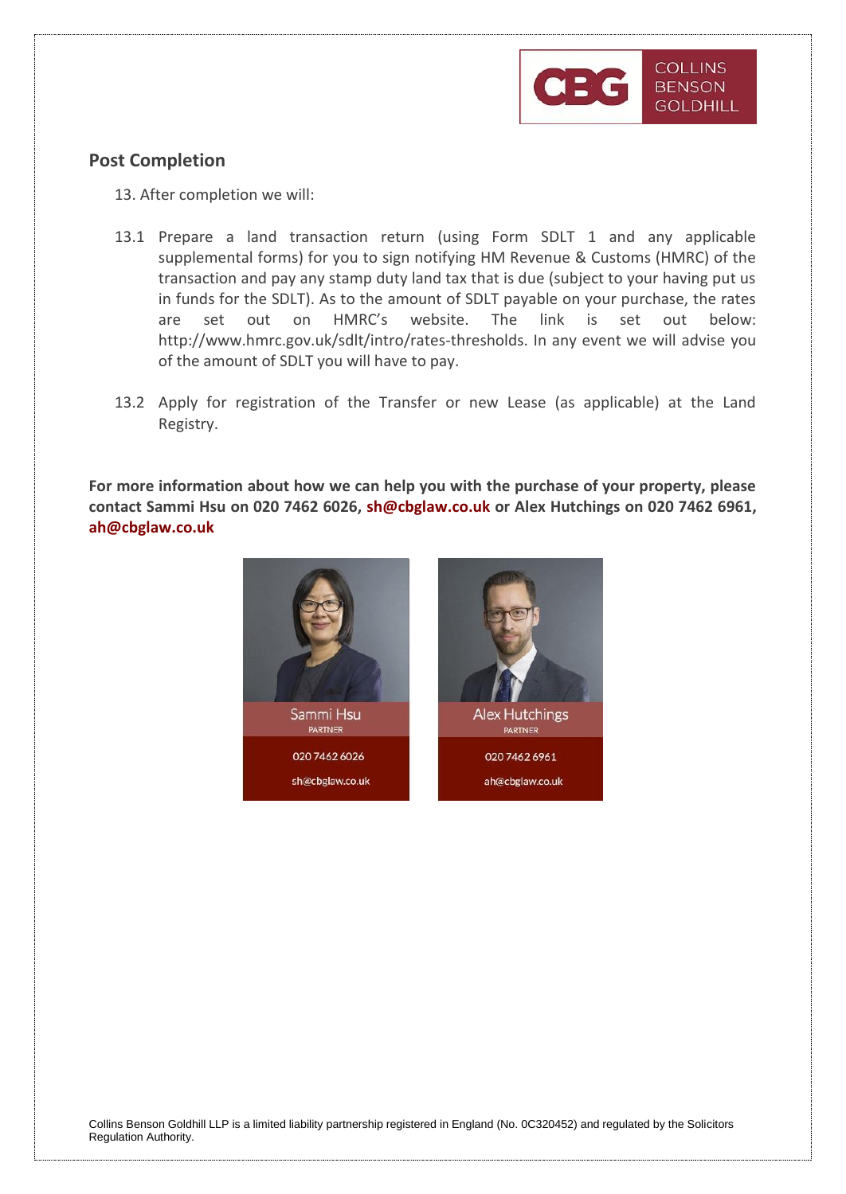## Post Completion

13. After completion we will:

13.1 Prepare a land transaction return (using Form SDLT 1 and any applicable supplemental forms) for you to sign notifying HM Revenue & Customs (HMRC) of the transaction and pay any stamp duty land tax that is due (subject to your having put us in funds for the SDLT). As to the amount of SDLT payable on your purchase, the rates are set out on HMRC's website. The link is set out below: http://www.hmrc.gov.uk/sdlt/intro/rates-thresholds. In any event we will advise you of the amount of SDLT you will have to pay.

13.2 Apply for registration of the Transfer or new Lease (as applicable) at the Land Registry.

**For more information about how we can help you with the purchase of your property, please contact Sammi Hsu on 020 7462 6026, sh@cbglaw.co.uk or Alex Hutchings on 020 7462 6961, ah@cbglaw.co.uk**

Sammi Hsu
PARTNER
020 7462 6026
sh@cbglaw.co.uk

Alex Hutchings
PARTNER
020 7462 6961
ah@cbglaw.co.uk

Collins Benson Goldhill LLP is a limited liability partnership registered in England (No. 0C320452) and regulated by the Solicitors Regulation Authority.